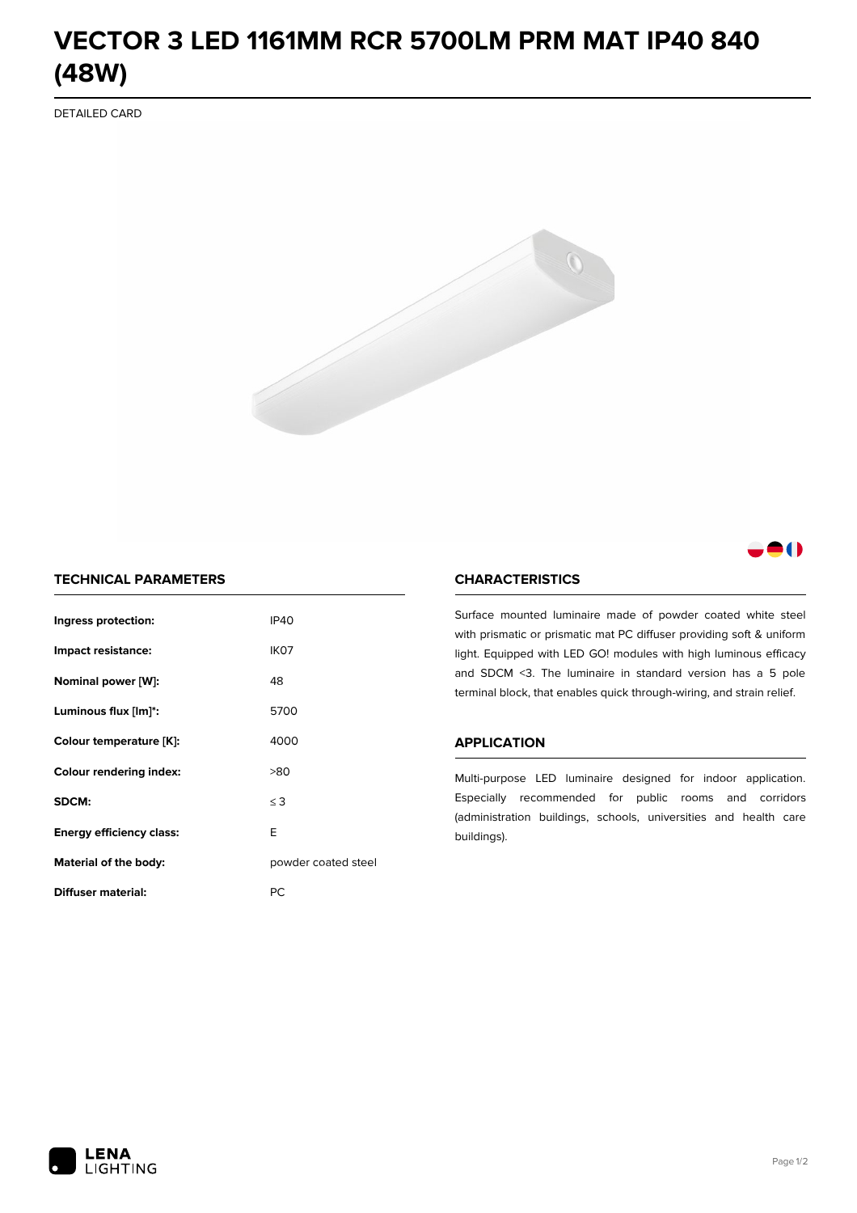# VECTOR 3 LED 1161MM RCR 5700LM PRM MAT IP40 840 (48W)

DETAILED CARD

## TECHNICAL PARAMETERS

| | |
|---|---|
| **Ingress protection:** | IP40 |
| **Impact resistance:** | IK07 |
| **Nominal power [W]:** | 48 |
| **Luminous flux [lm]*:** | 5700 |
| **Colour temperature [K]:** | 4000 |
| **Colour rendering index:** | >80 |
| **SDCM:** | ≤ 3 |
| **Energy efficiency class:** | E |
| **Material of the body:** | powder coated steel |
| **Diffuser material:** | PC |

## CHARACTERISTICS

Surface mounted luminaire made of powder coated white steel with prismatic or prismatic mat PC diffuser providing soft & uniform light. Equipped with LED GO! modules with high luminous efficacy and SDCM <3. The luminaire in standard version has a 5 pole terminal block, that enables quick through-wiring, and strain relief.

## APPLICATION

Multi-purpose LED luminaire designed for indoor application. Especially recommended for public rooms and corridors (administration buildings, schools, universities and health care buildings).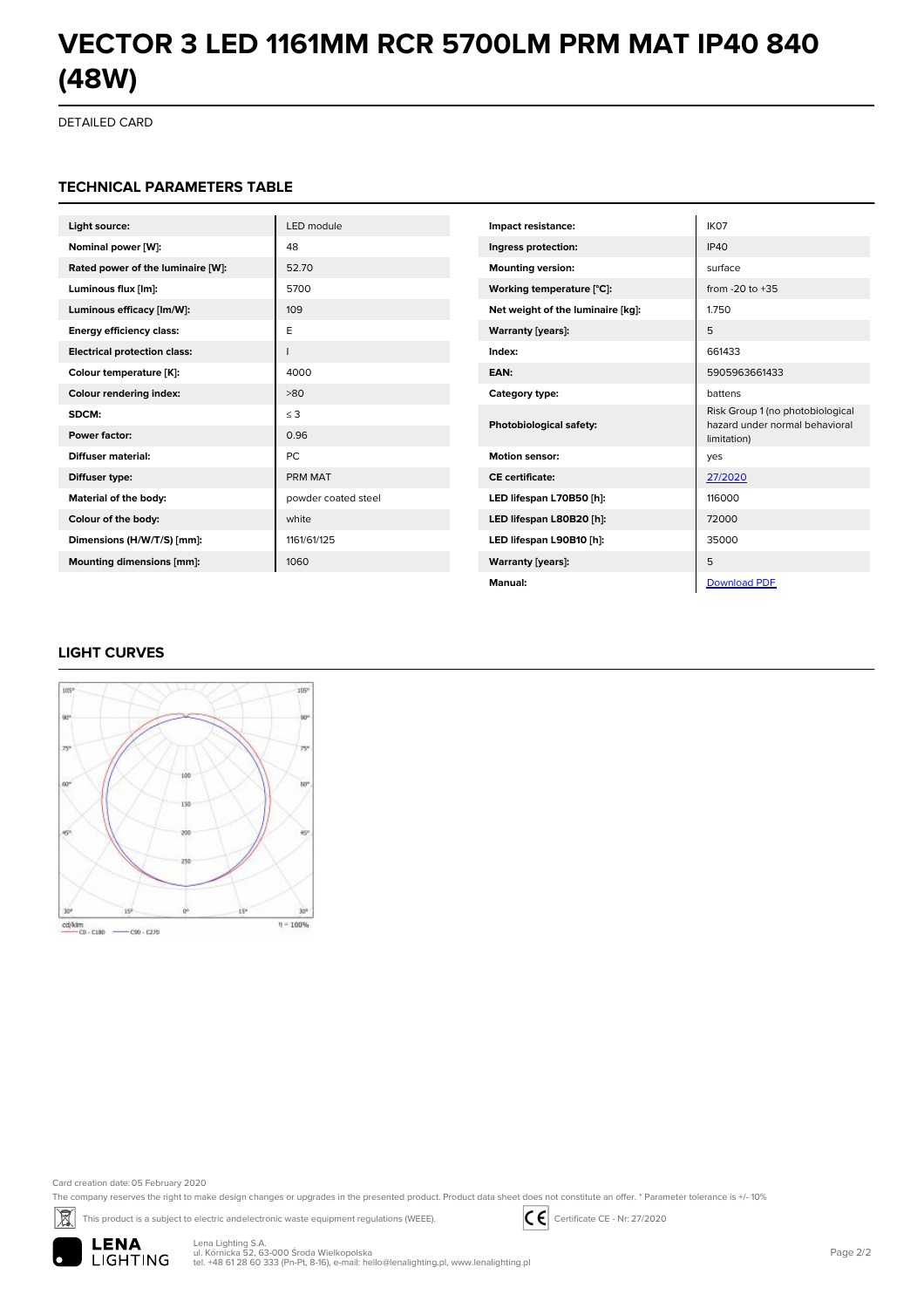# VECTOR 3 LED 1161MM RCR 5700LM PRM MAT IP40 840 (48W)

DETAILED CARD

## TECHNICAL PARAMETERS TABLE

| | |
|---|---|
| **Light source:** | LED module |
| **Nominal power [W]:** | 48 |
| **Rated power of the luminaire [W]:** | 52.70 |
| **Luminous flux [lm]:** | 5700 |
| **Luminous efficacy [lm/W]:** | 109 |
| **Energy efficiency class:** | E |
| **Electrical protection class:** | I |
| **Colour temperature [K]:** | 4000 |
| **Colour rendering index:** | >80 |
| **SDCM:** | ≤ 3 |
| **Power factor:** | 0.96 |
| **Diffuser material:** | PC |
| **Diffuser type:** | PRM MAT |
| **Material of the body:** | powder coated steel |
| **Colour of the body:** | white |
| **Dimensions (H/W/T/S) [mm]:** | 1161/61/125 |
| **Mounting dimensions [mm]:** | 1060 |

| | |
|---|---|
| **Impact resistance:** | IK07 |
| **Ingress protection:** | IP40 |
| **Mounting version:** | surface |
| **Working temperature [°C]:** | from -20 to +35 |
| **Net weight of the luminaire [kg]:** | 1.750 |
| **Warranty [years]:** | 5 |
| **Index:** | 661433 |
| **EAN:** | 5905963661433 |
| **Category type:** | battens |
| **Photobiological safety:** | Risk Group 1 (no photobiological hazard under normal behavioral limitation) |
| **Motion sensor:** | yes |
| **CE certificate:** | 27/2020 |
| **LED lifespan L70B50 [h]:** | 116000 |
| **LED lifespan L80B20 [h]:** | 72000 |
| **LED lifespan L90B10 [h]:** | 35000 |
| **Warranty [years]:** | 5 |
| **Manual:** | Download PDF |

## LIGHT CURVES

105° 105°
90° 90°
75° 75°
60° 60°
45° 45°
100
150
200
250
30° 15° 0° 15° 30°
cd/klm
η = 100%
C0 - C180 C90 - C270

Card creation date: 05 February 2020

The company reserves the right to make design changes or upgrades in the presented product. Product data sheet does not constitute an offer. * Parameter tolerance is +/- 10%

This product is a subject to electric andelectronic waste equipment regulations (WEEE).

Certificate CE - Nr: 27/2020

LENA LIGHTING

Lena Lighting S.A.
ul. Kórnicka 52, 63-000 Środa Wielkopolska
tel. +48 61 28 60 333 (Pn-Pt, 8-16), e-mail: hello@lenalighting.pl, www.lenalighting.pl